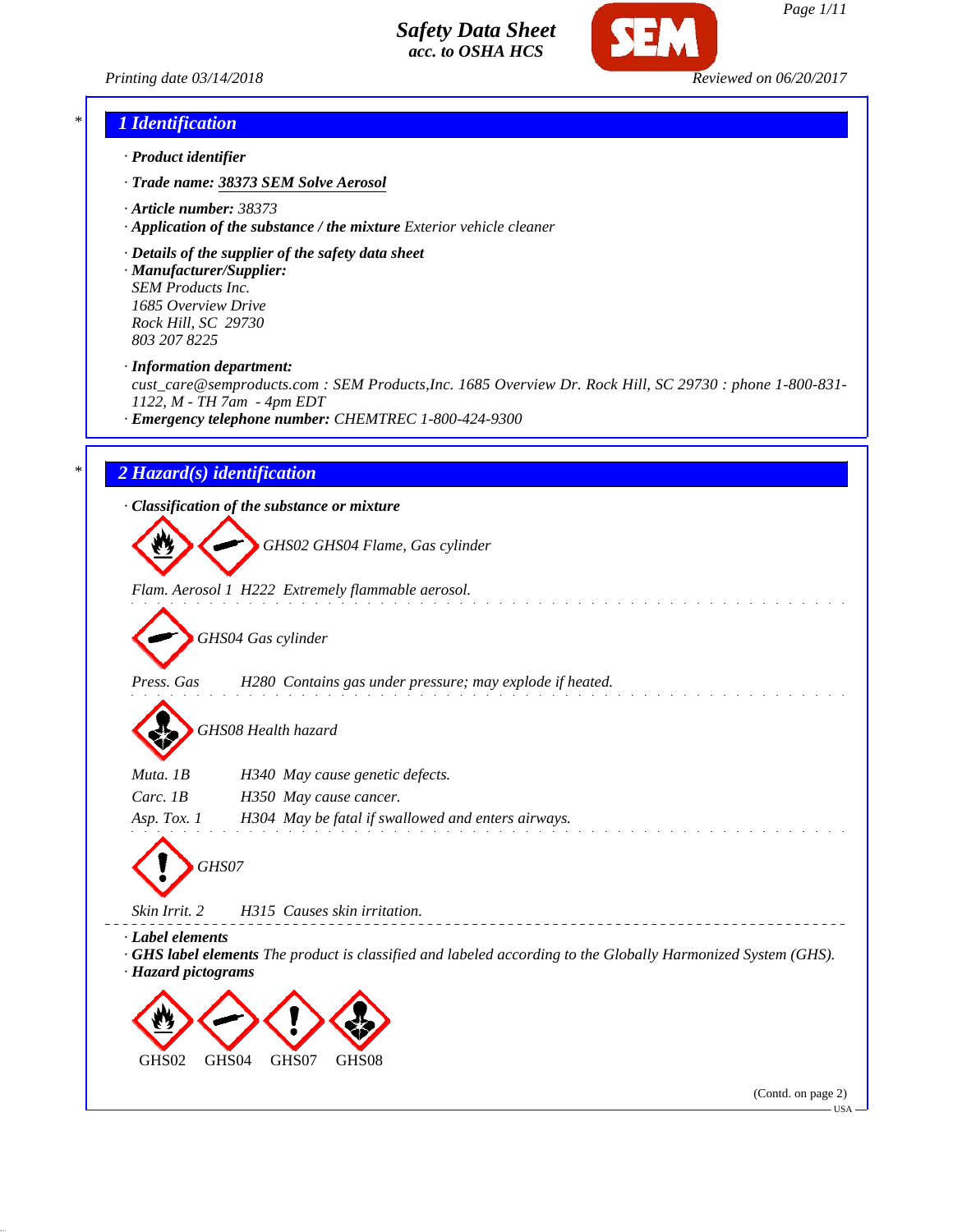# Safety Data Sheet
### acc. to OSHA HCS

Printing date 03/14/2018 Reviewed on 06/20/2017

## 1 Identification

· **Product identifier**

· **Trade name:** **38373 SEM Solve Aerosol**

· **Article number:** 38373

· **Application of the substance / the mixture** Exterior vehicle cleaner

· **Details of the supplier of the safety data sheet**

· **Manufacturer/Supplier:**
SEM Products Inc.
1685 Overview Drive
Rock Hill, SC 29730
803 207 8225

· **Information department:**
cust_care@semproducts.com : SEM Products,Inc. 1685 Overview Dr. Rock Hill, SC 29730 : phone 1-800-831-1122, M - TH 7am - 4pm EDT

· **Emergency telephone number:** CHEMTREC 1-800-424-9300

## 2 Hazard(s) identification

· **Classification of the substance or mixture**

GHS02 GHS04 Flame, Gas cylinder

Flam. Aerosol 1 H222 Extremely flammable aerosol.

GHS04 Gas cylinder

Press. Gas H280 Contains gas under pressure; may explode if heated.

GHS08 Health hazard

Muta. 1B H340 May cause genetic defects.
Carc. 1B H350 May cause cancer.
Asp. Tox. 1 H304 May be fatal if swallowed and enters airways.

GHS07

Skin Irrit. 2 H315 Causes skin irritation.

· **Label elements**

· **GHS label elements** The product is classified and labeled according to the Globally Harmonized System (GHS).

· **Hazard pictograms**

GHS02 GHS04 GHS07 GHS08

(Contd. on page 2)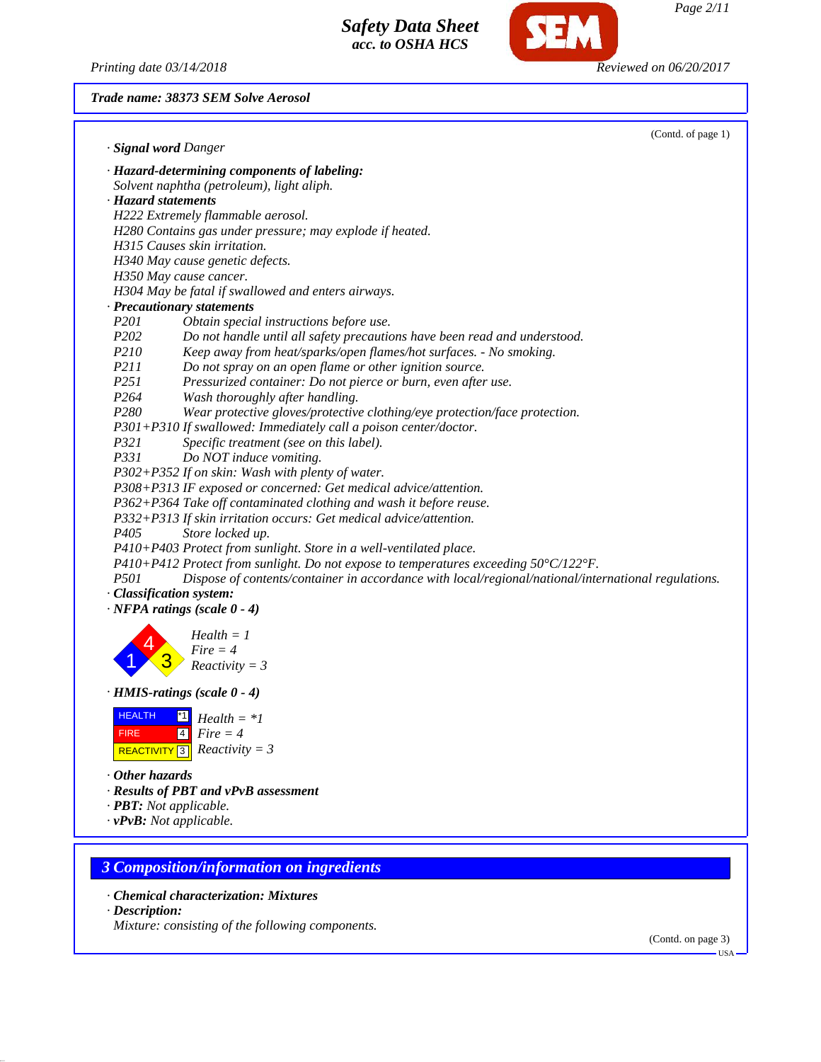Trade name: 38373 SEM Solve Aerosol

(Contd. of page 1)

· **Signal word** Danger

· **Hazard-determining components of labeling:**
Solvent naphtha (petroleum), light aliph.

· **Hazard statements**
H222 Extremely flammable aerosol.
H280 Contains gas under pressure; may explode if heated.
H315 Causes skin irritation.
H340 May cause genetic defects.
H350 May cause cancer.
H304 May be fatal if swallowed and enters airways.

· **Precautionary statements**

P201 Obtain special instructions before use.
P202 Do not handle until all safety precautions have been read and understood.
P210 Keep away from heat/sparks/open flames/hot surfaces. - No smoking.
P211 Do not spray on an open flame or other ignition source.
P251 Pressurized container: Do not pierce or burn, even after use.
P264 Wash thoroughly after handling.
P280 Wear protective gloves/protective clothing/eye protection/face protection.
P301+P310 If swallowed: Immediately call a poison center/doctor.
P321 Specific treatment (see on this label).
P331 Do NOT induce vomiting.
P302+P352 If on skin: Wash with plenty of water.
P308+P313 IF exposed or concerned: Get medical advice/attention.
P362+P364 Take off contaminated clothing and wash it before reuse.
P332+P313 If skin irritation occurs: Get medical advice/attention.
P405 Store locked up.
P410+P403 Protect from sunlight. Store in a well-ventilated place.
P410+P412 Protect from sunlight. Do not expose to temperatures exceeding 50°C/122°F.
P501 Dispose of contents/container in accordance with local/regional/national/international regulations.

· **Classification system:**

· **NFPA ratings (scale 0 - 4)**

Health = 1
Fire = 4
Reactivity = 3

· **HMIS-ratings (scale 0 - 4)**

| | | |
|---|---|---|
| HEALTH | *1 | Health = *1 |
| FIRE | 4 | Fire = 4 |
| REACTIVITY | 3 | Reactivity = 3 |

· **Other hazards**
· **Results of PBT and vPvB assessment**
· **PBT:** Not applicable.
· **vPvB:** Not applicable.

## 3 Composition/information on ingredients

· **Chemical characterization: Mixtures**
· **Description:**
Mixture: consisting of the following components.

(Contd. on page 3)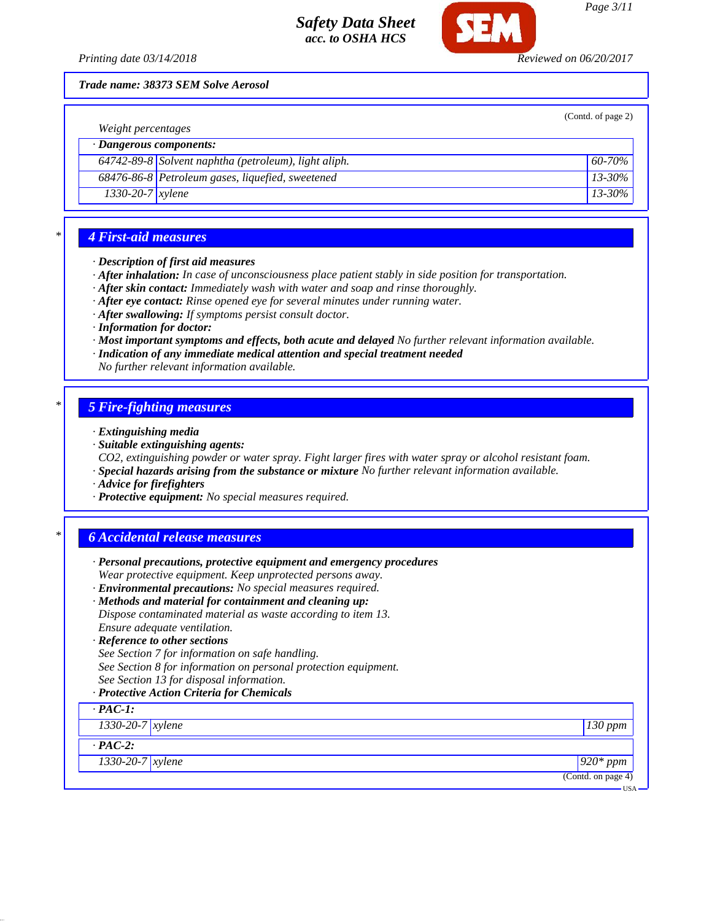**Trade name: 38373 SEM Solve Aerosol**

(Contd. of page 2)

Weight percentages

| · Dangerous components: | | |
|---|---|---|
| 64742-89-8 | Solvent naphtha (petroleum), light aliph. | 60-70% |
| 68476-86-8 | Petroleum gases, liquefied, sweetened | 13-30% |
| 1330-20-7 | xylene | 13-30% |

## 4 First-aid measures

- · **Description of first aid measures**
- · **After inhalation:** In case of unconsciousness place patient stably in side position for transportation.
- · **After skin contact:** Immediately wash with water and soap and rinse thoroughly.
- · **After eye contact:** Rinse opened eye for several minutes under running water.
- · **After swallowing:** If symptoms persist consult doctor.
- · **Information for doctor:**
- · **Most important symptoms and effects, both acute and delayed** No further relevant information available.
- · **Indication of any immediate medical attention and special treatment needed**
  No further relevant information available.

## 5 Fire-fighting measures

- · **Extinguishing media**
- · **Suitable extinguishing agents:**
  $CO_2$, extinguishing powder or water spray. Fight larger fires with water spray or alcohol resistant foam.
- · **Special hazards arising from the substance or mixture** No further relevant information available.
- · **Advice for firefighters**
- · **Protective equipment:** No special measures required.

## 6 Accidental release measures

- · **Personal precautions, protective equipment and emergency procedures**
  Wear protective equipment. Keep unprotected persons away.
- · **Environmental precautions:** No special measures required.
- · **Methods and material for containment and cleaning up:**
  Dispose contaminated material as waste according to item 13.
  Ensure adequate ventilation.
- · **Reference to other sections**
  See Section 7 for information on safe handling.
  See Section 8 for information on personal protection equipment.
  See Section 13 for disposal information.
- · **Protective Action Criteria for Chemicals**

| · PAC-1: | | |
|---|---|---|
| 1330-20-7 | xylene | 130 ppm |
| **· PAC-2:** | | |
| 1330-20-7 | xylene | 920* ppm |

(Contd. on page 4)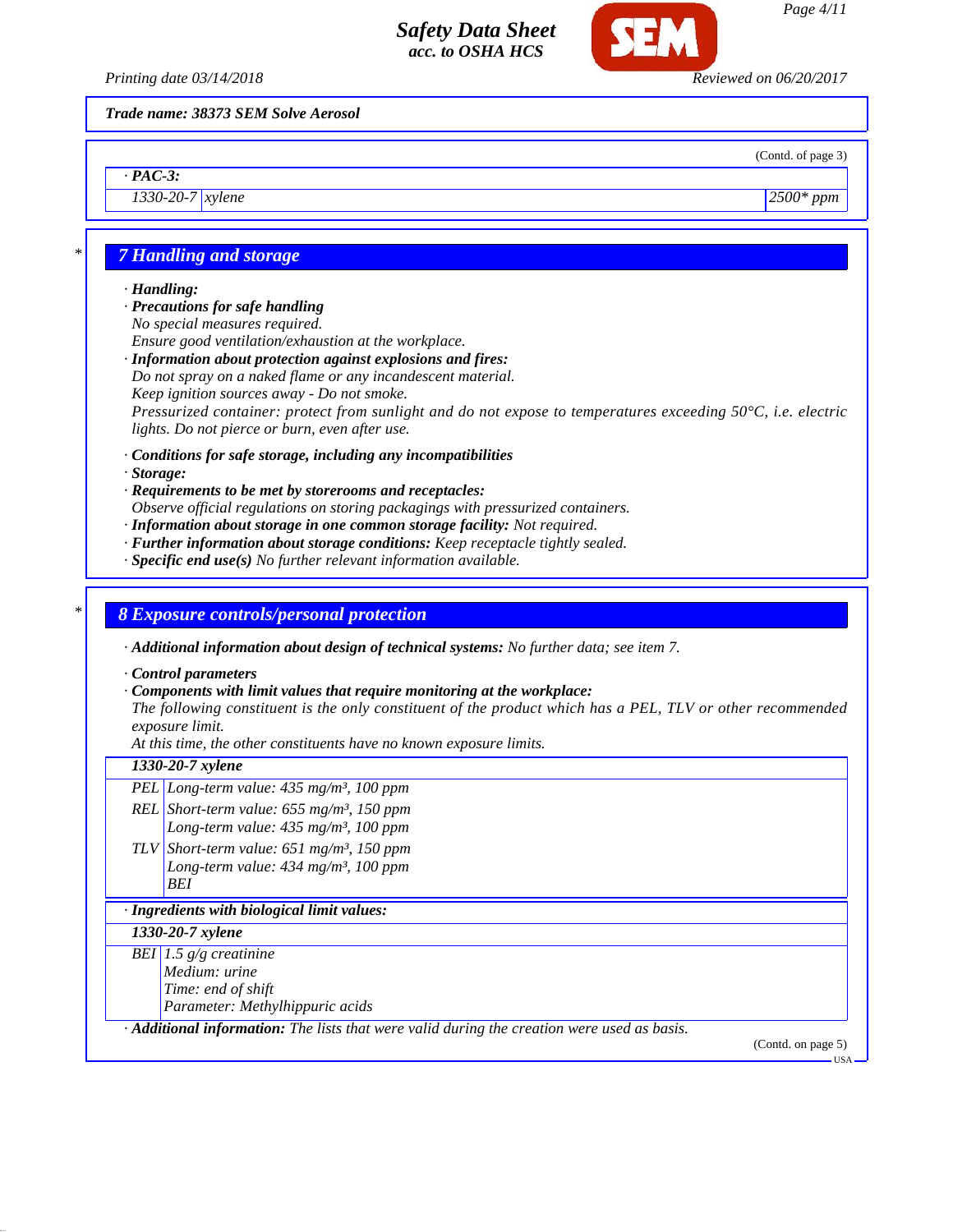*Trade name: 38373 SEM Solve Aerosol*

(Contd. of page 3)

| · **PAC-3:** | | |
|---|---|---|
| 1330-20-7 | xylene | 2500* ppm |

## * 7 Handling and storage

· **Handling:**
· **Precautions for safe handling**
No special measures required.
Ensure good ventilation/exhaustion at the workplace.
· **Information about protection against explosions and fires:**
Do not spray on a naked flame or any incandescent material.
Keep ignition sources away - Do not smoke.
Pressurized container: protect from sunlight and do not expose to temperatures exceeding 50°C, i.e. electric lights. Do not pierce or burn, even after use.

· **Conditions for safe storage, including any incompatibilities**
· **Storage:**
· **Requirements to be met by storerooms and receptacles:**
Observe official regulations on storing packagings with pressurized containers.
· **Information about storage in one common storage facility:** Not required.
· **Further information about storage conditions:** Keep receptacle tightly sealed.
· **Specific end use(s)** No further relevant information available.

## * 8 Exposure controls/personal protection

· **Additional information about design of technical systems:** No further data; see item 7.

· **Control parameters**
· **Components with limit values that require monitoring at the workplace:**
The following constituent is the only constituent of the product which has a PEL, TLV or other recommended exposure limit.
At this time, the other constituents have no known exposure limits.

| **1330-20-7 xylene** | |
|---|---|
| PEL | Long-term value: 435 mg/m³, 100 ppm |
| REL | Short-term value: 655 mg/m³, 150 ppm<br>Long-term value: 435 mg/m³, 100 ppm |
| TLV | Short-term value: 651 mg/m³, 150 ppm<br>Long-term value: 434 mg/m³, 100 ppm<br>BEI |

· **Ingredients with biological limit values:**

| **1330-20-7 xylene** | |
|---|---|
| BEI | 1.5 g/g creatinine<br>Medium: urine<br>Time: end of shift<br>Parameter: Methylhippuric acids |

· **Additional information:** The lists that were valid during the creation were used as basis.

(Contd. on page 5)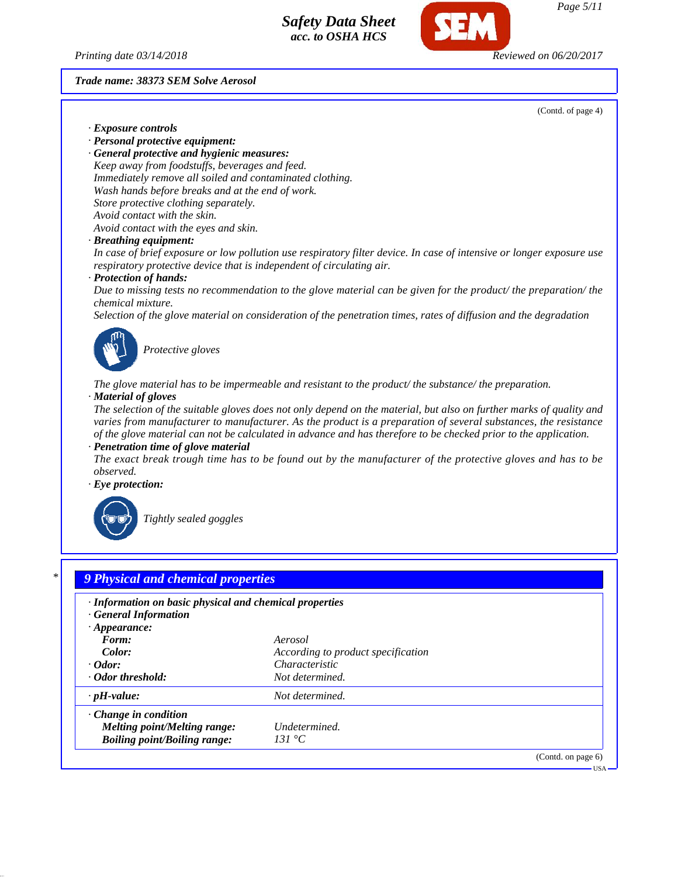(Contd. of page 4)

· **Exposure controls**
· **Personal protective equipment:**
· **General protective and hygienic measures:**
Keep away from foodstuffs, beverages and feed.
Immediately remove all soiled and contaminated clothing.
Wash hands before breaks and at the end of work.
Store protective clothing separately.
Avoid contact with the skin.
Avoid contact with the eyes and skin.
· **Breathing equipment:**
In case of brief exposure or low pollution use respiratory filter device. In case of intensive or longer exposure use respiratory protective device that is independent of circulating air.
· **Protection of hands:**
Due to missing tests no recommendation to the glove material can be given for the product/ the preparation/ the chemical mixture.
Selection of the glove material on consideration of the penetration times, rates of diffusion and the degradation

Protective gloves

The glove material has to be impermeable and resistant to the product/ the substance/ the preparation.
· **Material of gloves**
The selection of the suitable gloves does not only depend on the material, but also on further marks of quality and varies from manufacturer to manufacturer. As the product is a preparation of several substances, the resistance of the glove material can not be calculated in advance and has therefore to be checked prior to the application.
· **Penetration time of glove material**
The exact break trough time has to be found out by the manufacturer of the protective gloves and has to be observed.
· **Eye protection:**

Tightly sealed goggles

\*

## 9 Physical and chemical properties

· **Information on basic physical and chemical properties**
· **General Information**
· **Appearance:**

| | |
|---|---|
| **Form:** | Aerosol |
| **Color:** | According to product specification |
| · **Odor:** | Characteristic |
| · **Odor threshold:** | Not determined. |
| · **pH-value:** | Not determined. |
| · **Change in condition** | |
| **Melting point/Melting range:** | Undetermined. |
| **Boiling point/Boiling range:** | 131 °C |

(Contd. on page 6)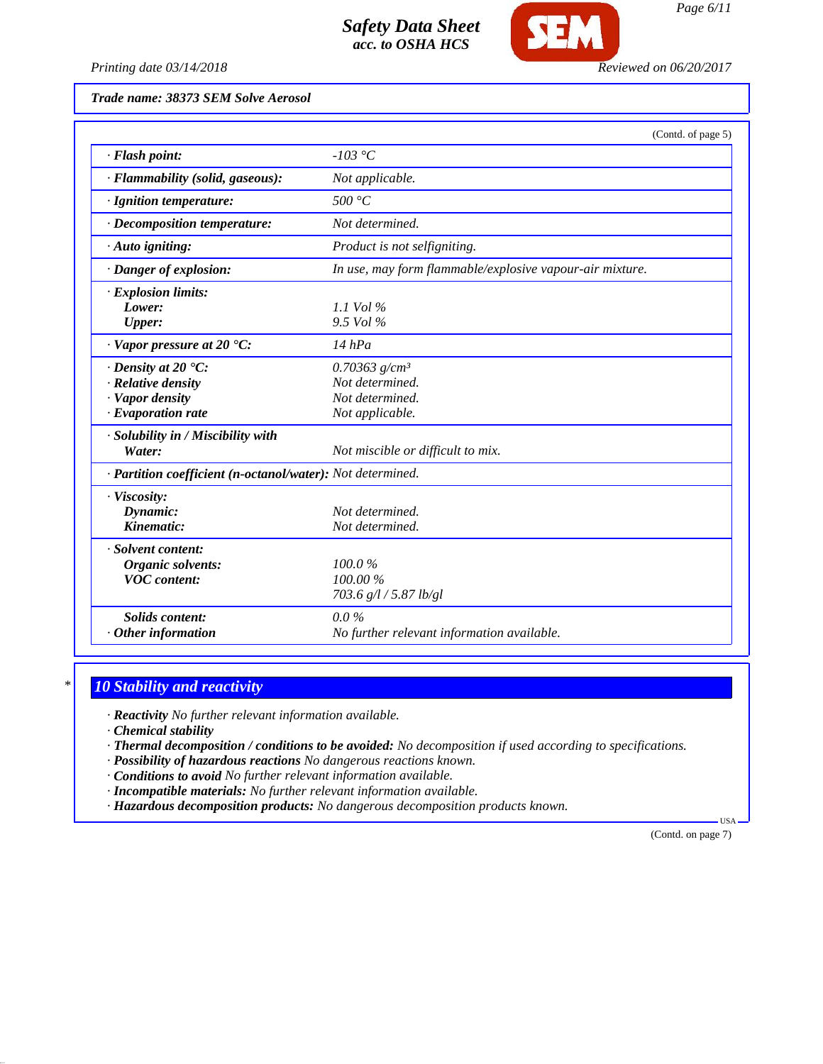**Trade name: 38373 SEM Solve Aerosol**

(Contd. of page 5)

| | |
|---|---|
| · **Flash point:** | -103 °C |
| · **Flammability (solid, gaseous):** | Not applicable. |
| · **Ignition temperature:** | 500 °C |
| · **Decomposition temperature:** | Not determined. |
| · **Auto igniting:** | Product is not selfigniting. |
| · **Danger of explosion:** | In use, may form flammable/explosive vapour-air mixture. |
| · **Explosion limits:** | |
| **Lower:** | 1.1 Vol % |
| **Upper:** | 9.5 Vol % |
| · **Vapor pressure at 20 °C:** | 14 hPa |
| · **Density at 20 °C:** | 0.70363 g/cm³ |
| · **Relative density** | Not determined. |
| · **Vapor density** | Not determined. |
| · **Evaporation rate** | Not applicable. |
| · **Solubility in / Miscibility with Water:** | Not miscible or difficult to mix. |
| · **Partition coefficient (n-octanol/water):** | Not determined. |
| · **Viscosity:** | |
| **Dynamic:** | Not determined. |
| **Kinematic:** | Not determined. |
| · **Solvent content:** | |
| **Organic solvents:** | 100.0 % |
| **VOC content:** | 100.00 % |
| | 703.6 g/l / 5.87 lb/gl |
| **Solids content:** | 0.0 % |
| · **Other information** | No further relevant information available. |

## 10 Stability and reactivity

· **Reactivity** No further relevant information available.
· **Chemical stability**
· **Thermal decomposition / conditions to be avoided:** No decomposition if used according to specifications.
· **Possibility of hazardous reactions** No dangerous reactions known.
· **Conditions to avoid** No further relevant information available.
· **Incompatible materials:** No further relevant information available.
· **Hazardous decomposition products:** No dangerous decomposition products known.

(Contd. on page 7)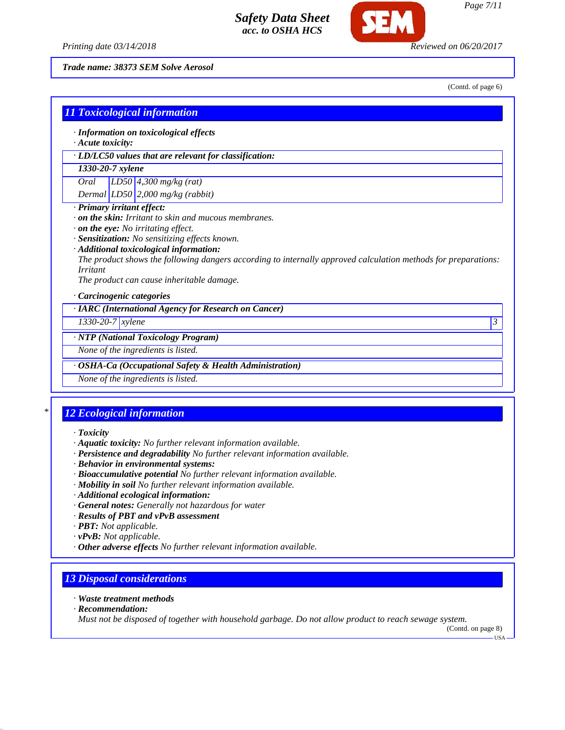Trade name: 38373 SEM Solve Aerosol

(Contd. of page 6)

## 11 Toxicological information

· **Information on toxicological effects**
· **Acute toxicity:**

| · LD/LC50 values that are relevant for classification: | | |
|---|---|---|
| **1330-20-7 xylene** | | |
| Oral | LD50 | 4,300 mg/kg (rat) |
| Dermal | LD50 | 2,000 mg/kg (rabbit) |

· **Primary irritant effect:**
· **on the skin:** Irritant to skin and mucous membranes.
· **on the eye:** No irritating effect.
· **Sensitization:** No sensitizing effects known.
· **Additional toxicological information:**
The product shows the following dangers according to internally approved calculation methods for preparations:
Irritant
The product can cause inheritable damage.

· **Carcinogenic categories**

| · IARC (International Agency for Research on Cancer) | | |
|---|---|---|
| 1330-20-7 | xylene | 3 |

| · NTP (National Toxicology Program) |
|---|
| None of the ingredients is listed. |

| · OSHA-Ca (Occupational Safety & Health Administration) |
|---|
| None of the ingredients is listed. |

## 12 Ecological information

· **Toxicity**
· **Aquatic toxicity:** No further relevant information available.
· **Persistence and degradability** No further relevant information available.
· **Behavior in environmental systems:**
· **Bioaccumulative potential** No further relevant information available.
· **Mobility in soil** No further relevant information available.
· **Additional ecological information:**
· **General notes:** Generally not hazardous for water
· **Results of PBT and vPvB assessment**
· **PBT:** Not applicable.
· **vPvB:** Not applicable.
· **Other adverse effects** No further relevant information available.

## 13 Disposal considerations

· **Waste treatment methods**
· **Recommendation:**
Must not be disposed of together with household garbage. Do not allow product to reach sewage system.

(Contd. on page 8)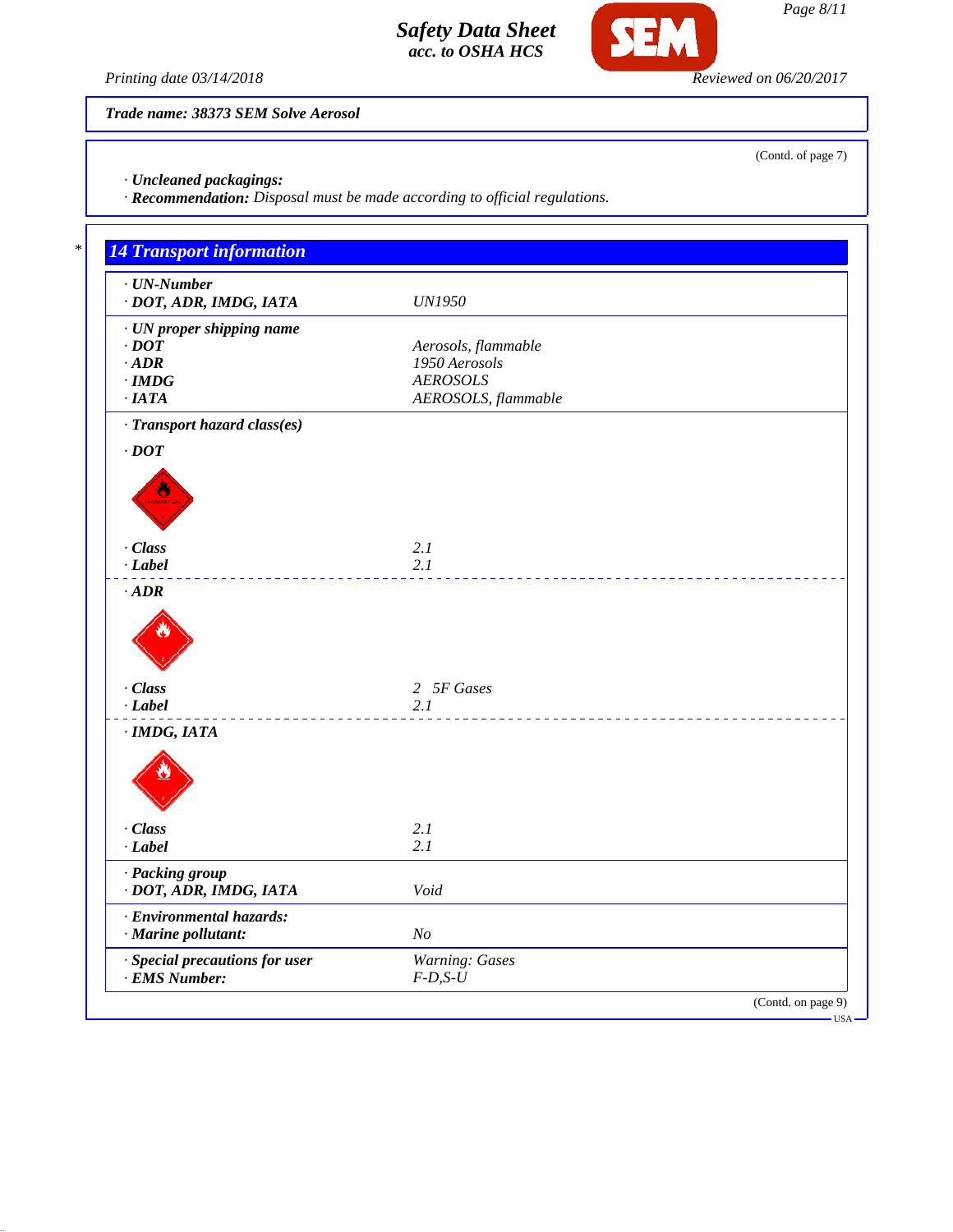**Trade name: 38373 SEM Solve Aerosol**

(Contd. of page 7)

· **Uncleaned packagings:**
· **Recommendation:** Disposal must be made according to official regulations.

## 14 Transport information

| | |
|---|---|
| · **UN-Number** | |
| · **DOT, ADR, IMDG, IATA** | UN1950 |
| · **UN proper shipping name** | |
| · **DOT** | Aerosols, flammable |
| · **ADR** | 1950 Aerosols |
| · **IMDG** | AEROSOLS |
| · **IATA** | AEROSOLS, flammable |
| · **Transport hazard class(es)** | |
| · **DOT** | |
| · **Class** | 2.1 |
| · **Label** | 2.1 |
| · **ADR** | |
| · **Class** | 2 5F Gases |
| · **Label** | 2.1 |
| · **IMDG, IATA** | |
| · **Class** | 2.1 |
| · **Label** | 2.1 |
| · **Packing group** | |
| · **DOT, ADR, IMDG, IATA** | Void |
| · **Environmental hazards:** | |
| · **Marine pollutant:** | No |
| · **Special precautions for user** | Warning: Gases |
| · **EMS Number:** | F-D,S-U |

(Contd. on page 9)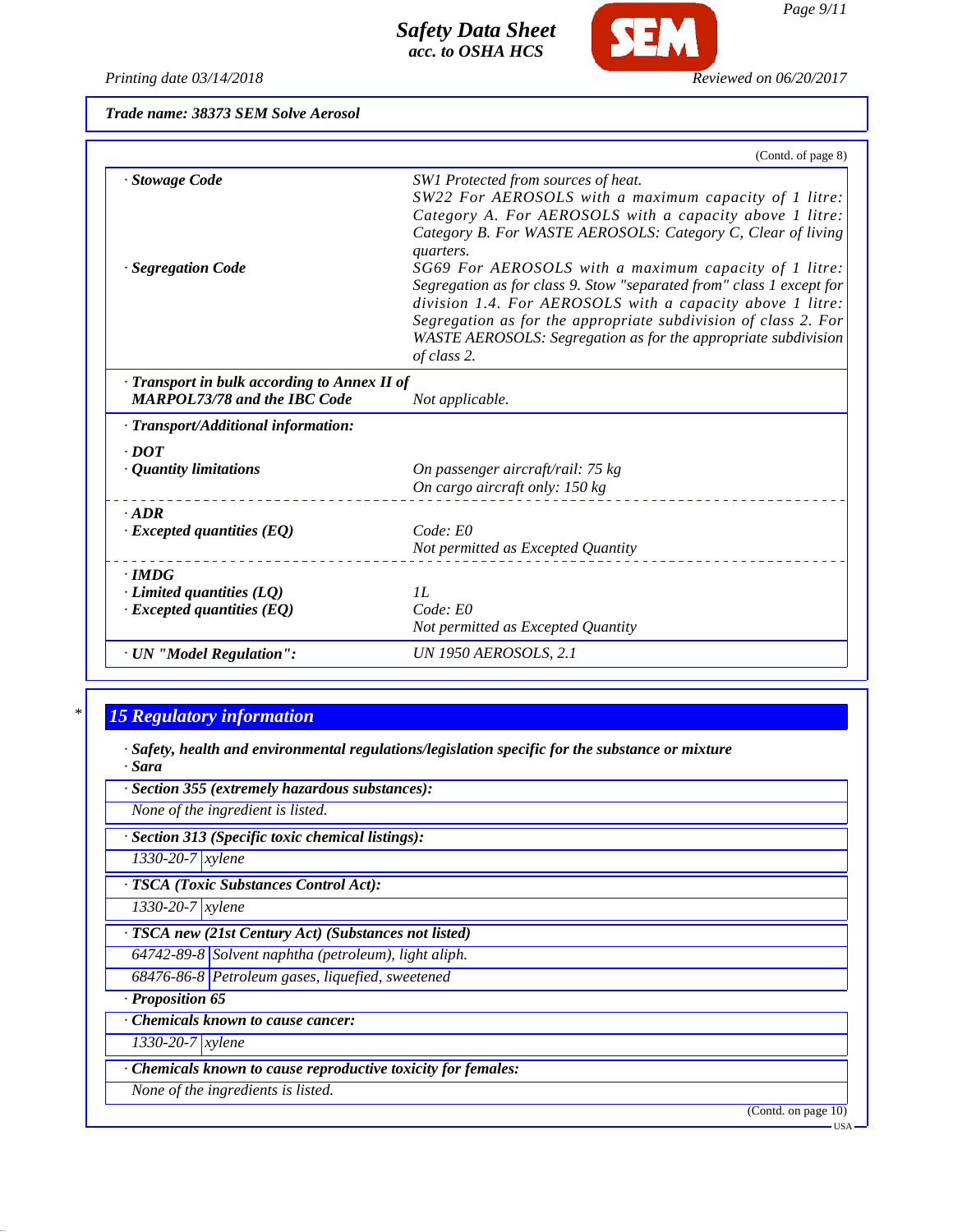Trade name: 38373 SEM Solve Aerosol

(Contd. of page 8)

| | |
|---|---|
| · **Stowage Code** | SW1 Protected from sources of heat. SW22 For AEROSOLS with a maximum capacity of 1 litre: Category A. For AEROSOLS with a capacity above 1 litre: Category B. For WASTE AEROSOLS: Category C, Clear of living quarters. |
| · **Segregation Code** | SG69 For AEROSOLS with a maximum capacity of 1 litre: Segregation as for class 9. Stow "separated from" class 1 except for division 1.4. For AEROSOLS with a capacity above 1 litre: Segregation as for the appropriate subdivision of class 2. For WASTE AEROSOLS: Segregation as for the appropriate subdivision of class 2. |
| · **Transport in bulk according to Annex II of MARPOL73/78 and the IBC Code** | Not applicable. |
| · **Transport/Additional information:** | |
| · **DOT** | |
| · **Quantity limitations** | On passenger aircraft/rail: 75 kg<br>On cargo aircraft only: 150 kg |
| · **ADR** | |
| · **Excepted quantities (EQ)** | Code: E0<br>Not permitted as Excepted Quantity |
| · **IMDG** | |
| · **Limited quantities (LQ)** | 1L |
| · **Excepted quantities (EQ)** | Code: E0<br>Not permitted as Excepted Quantity |
| · **UN "Model Regulation":** | UN 1950 AEROSOLS, 2.1 |

## 15 Regulatory information

· **Safety, health and environmental regulations/legislation specific for the substance or mixture**

· **Sara**

· **Section 355 (extremely hazardous substances):**

None of the ingredient is listed.

· **Section 313 (Specific toxic chemical listings):**

| | |
|---|---|
| 1330-20-7 | xylene |

· **TSCA (Toxic Substances Control Act):**

| | |
|---|---|
| 1330-20-7 | xylene |

· **TSCA new (21st Century Act) (Substances not listed)**

| | |
|---|---|
| 64742-89-8 | Solvent naphtha (petroleum), light aliph. |
| 68476-86-8 | Petroleum gases, liquefied, sweetened |

· **Proposition 65**

· **Chemicals known to cause cancer:**

| | |
|---|---|
| 1330-20-7 | xylene |

· **Chemicals known to cause reproductive toxicity for females:**

None of the ingredients is listed.

(Contd. on page 10)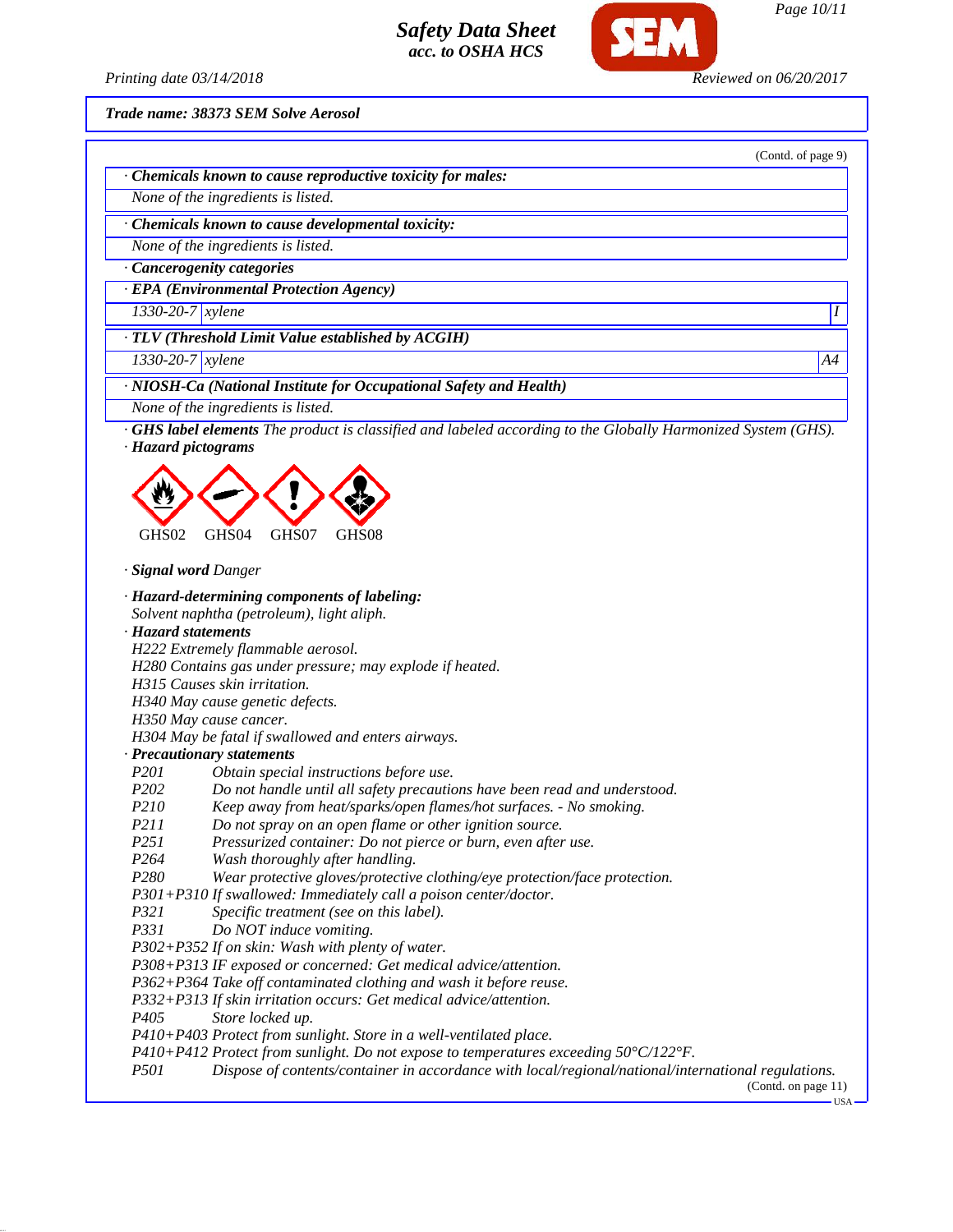Trade name: 38373 SEM Solve Aerosol

(Contd. of page 9)

· **Chemicals known to cause reproductive toxicity for males:**

None of the ingredients is listed.

· **Chemicals known to cause developmental toxicity:**

None of the ingredients is listed.

· **Cancerogenity categories**

· **EPA (Environmental Protection Agency)**

| | | |
|---|---|---|
| 1330-20-7 | xylene | I |

· **TLV (Threshold Limit Value established by ACGIH)**

| | | |
|---|---|---|
| 1330-20-7 | xylene | A4 |

· **NIOSH-Ca (National Institute for Occupational Safety and Health)**

None of the ingredients is listed.

· **GHS label elements** The product is classified and labeled according to the Globally Harmonized System (GHS).

· **Hazard pictograms**

GHS02 GHS04 GHS07 GHS08

· **Signal word** Danger

· **Hazard-determining components of labeling:**

Solvent naphtha (petroleum), light aliph.

· **Hazard statements**

H222 Extremely flammable aerosol.
H280 Contains gas under pressure; may explode if heated.
H315 Causes skin irritation.
H340 May cause genetic defects.
H350 May cause cancer.
H304 May be fatal if swallowed and enters airways.

· **Precautionary statements**

P201 Obtain special instructions before use.
P202 Do not handle until all safety precautions have been read and understood.
P210 Keep away from heat/sparks/open flames/hot surfaces. - No smoking.
P211 Do not spray on an open flame or other ignition source.
P251 Pressurized container: Do not pierce or burn, even after use.
P264 Wash thoroughly after handling.
P280 Wear protective gloves/protective clothing/eye protection/face protection.
P301+P310 If swallowed: Immediately call a poison center/doctor.
P321 Specific treatment (see on this label).
P331 Do NOT induce vomiting.
P302+P352 If on skin: Wash with plenty of water.
P308+P313 IF exposed or concerned: Get medical advice/attention.
P362+P364 Take off contaminated clothing and wash it before reuse.
P332+P313 If skin irritation occurs: Get medical advice/attention.
P405 Store locked up.
P410+P403 Protect from sunlight. Store in a well-ventilated place.
P410+P412 Protect from sunlight. Do not expose to temperatures exceeding 50°C/122°F.
P501 Dispose of contents/container in accordance with local/regional/national/international regulations.

(Contd. on page 11)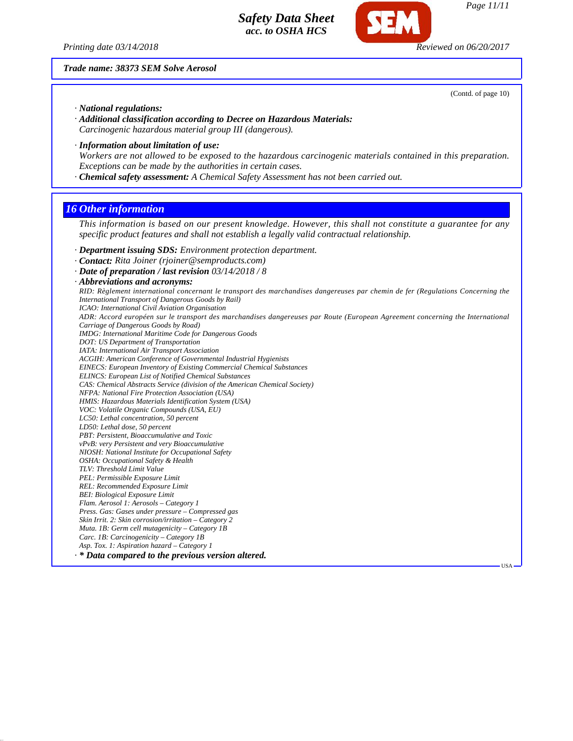(Contd. of page 10)

· ***National regulations:***

· ***Additional classification according to Decree on Hazardous Materials:***
*Carcinogenic hazardous material group III (dangerous).*

· ***Information about limitation of use:***
*Workers are not allowed to be exposed to the hazardous carcinogenic materials contained in this preparation. Exceptions can be made by the authorities in certain cases.*

· ***Chemical safety assessment:*** *A Chemical Safety Assessment has not been carried out.*

## 16 Other information

*This information is based on our present knowledge. However, this shall not constitute a guarantee for any specific product features and shall not establish a legally valid contractual relationship.*

· ***Department issuing SDS:*** *Environment protection department.*

· ***Contact:*** *Rita Joiner (rjoiner@semproducts.com)*

· ***Date of preparation / last revision*** *03/14/2018 / 8*

· ***Abbreviations and acronyms:***
*RID: Règlement international concernant le transport des marchandises dangereuses par chemin de fer (Regulations Concerning the International Transport of Dangerous Goods by Rail)*
*ICAO: International Civil Aviation Organisation*
*ADR: Accord européen sur le transport des marchandises dangereuses par Route (European Agreement concerning the International Carriage of Dangerous Goods by Road)*
*IMDG: International Maritime Code for Dangerous Goods*
*DOT: US Department of Transportation*
*IATA: International Air Transport Association*
*ACGIH: American Conference of Governmental Industrial Hygienists*
*EINECS: European Inventory of Existing Commercial Chemical Substances*
*ELINCS: European List of Notified Chemical Substances*
*CAS: Chemical Abstracts Service (division of the American Chemical Society)*
*NFPA: National Fire Protection Association (USA)*
*HMIS: Hazardous Materials Identification System (USA)*
*VOC: Volatile Organic Compounds (USA, EU)*
*LC50: Lethal concentration, 50 percent*
*LD50: Lethal dose, 50 percent*
*PBT: Persistent, Bioaccumulative and Toxic*
*vPvB: very Persistent and very Bioaccumulative*
*NIOSH: National Institute for Occupational Safety*
*OSHA: Occupational Safety & Health*
*TLV: Threshold Limit Value*
*PEL: Permissible Exposure Limit*
*REL: Recommended Exposure Limit*
*BEI: Biological Exposure Limit*
*Flam. Aerosol 1: Aerosols – Category 1*
*Press. Gas: Gases under pressure – Compressed gas*
*Skin Irrit. 2: Skin corrosion/irritation – Category 2*
*Muta. 1B: Germ cell mutagenicity – Category 1B*
*Carc. 1B: Carcinogenicity – Category 1B*
*Asp. Tox. 1: Aspiration hazard – Category 1*

· ***\* Data compared to the previous version altered.***

USA